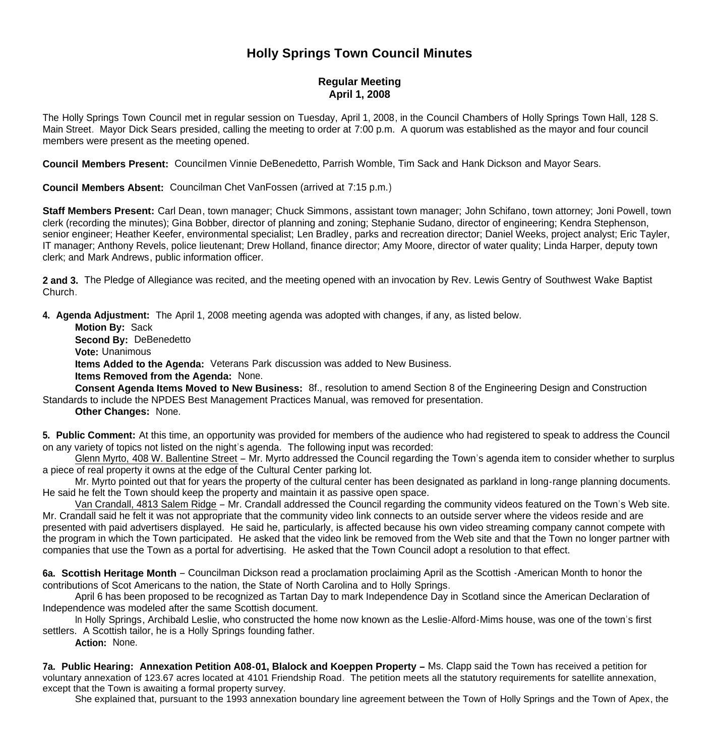# Holly Springs Town Council Minutes

### Regular Meeting
### April 1, 2008

The Holly Springs Town Council met in regular session on Tuesday, April 1, 2008, in the Council Chambers of Holly Springs Town Hall, 128 S. Main Street. Mayor Dick Sears presided, calling the meeting to order at 7:00 p.m. A quorum was established as the mayor and four council members were present as the meeting opened.

**Council Members Present:** Councilmen Vinnie DeBenedetto, Parrish Womble, Tim Sack and Hank Dickson and Mayor Sears.

**Council Members Absent:** Councilman Chet VanFossen (arrived at 7:15 p.m.)

**Staff Members Present:** Carl Dean, town manager; Chuck Simmons, assistant town manager; John Schifano, town attorney; Joni Powell, town clerk (recording the minutes); Gina Bobber, director of planning and zoning; Stephanie Sudano, director of engineering; Kendra Stephenson, senior engineer; Heather Keefer, environmental specialist; Len Bradley, parks and recreation director; Daniel Weeks, project analyst; Eric Tayler, IT manager; Anthony Revels, police lieutenant; Drew Holland, finance director; Amy Moore, director of water quality; Linda Harper, deputy town clerk; and Mark Andrews, public information officer.

**2 and 3.** The Pledge of Allegiance was recited, and the meeting opened with an invocation by Rev. Lewis Gentry of Southwest Wake Baptist Church.

**4. Agenda Adjustment:** The April 1, 2008 meeting agenda was adopted with changes, if any, as listed below.

**Motion By:** Sack
**Second By:** DeBenedetto
**Vote:** Unanimous
**Items Added to the Agenda:** Veterans Park discussion was added to New Business.
**Items Removed from the Agenda:** None.
**Consent Agenda Items Moved to New Business:** 8f., resolution to amend Section 8 of the Engineering Design and Construction Standards to include the NPDES Best Management Practices Manual, was removed for presentation.
**Other Changes:** None.

**5. Public Comment:** At this time, an opportunity was provided for members of the audience who had registered to speak to address the Council on any variety of topics not listed on the night's agenda. The following input was recorded:

Glenn Myrto, 408 W. Ballentine Street – Mr. Myrto addressed the Council regarding the Town's agenda item to consider whether to surplus a piece of real property it owns at the edge of the Cultural Center parking lot.

Mr. Myrto pointed out that for years the property of the cultural center has been designated as parkland in long-range planning documents. He said he felt the Town should keep the property and maintain it as passive open space.

Van Crandall, 4813 Salem Ridge – Mr. Crandall addressed the Council regarding the community videos featured on the Town's Web site. Mr. Crandall said he felt it was not appropriate that the community video link connects to an outside server where the videos reside and are presented with paid advertisers displayed. He said he, particularly, is affected because his own video streaming company cannot compete with the program in which the Town participated. He asked that the video link be removed from the Web site and that the Town no longer partner with companies that use the Town as a portal for advertising. He asked that the Town Council adopt a resolution to that effect.

**6a. Scottish Heritage Month** – Councilman Dickson read a proclamation proclaiming April as the Scottish -American Month to honor the contributions of Scot Americans to the nation, the State of North Carolina and to Holly Springs.

April 6 has been proposed to be recognized as Tartan Day to mark Independence Day in Scotland since the American Declaration of Independence was modeled after the same Scottish document.

In Holly Springs, Archibald Leslie, who constructed the home now known as the Leslie-Alford-Mims house, was one of the town's first settlers. A Scottish tailor, he is a Holly Springs founding father.

**Action:** None.

**7a. Public Hearing: Annexation Petition A08-01, Blalock and Koeppen Property –** Ms. Clapp said the Town has received a petition for voluntary annexation of 123.67 acres located at 4101 Friendship Road. The petition meets all the statutory requirements for satellite annexation, except that the Town is awaiting a formal property survey.

She explained that, pursuant to the 1993 annexation boundary line agreement between the Town of Holly Springs and the Town of Apex, the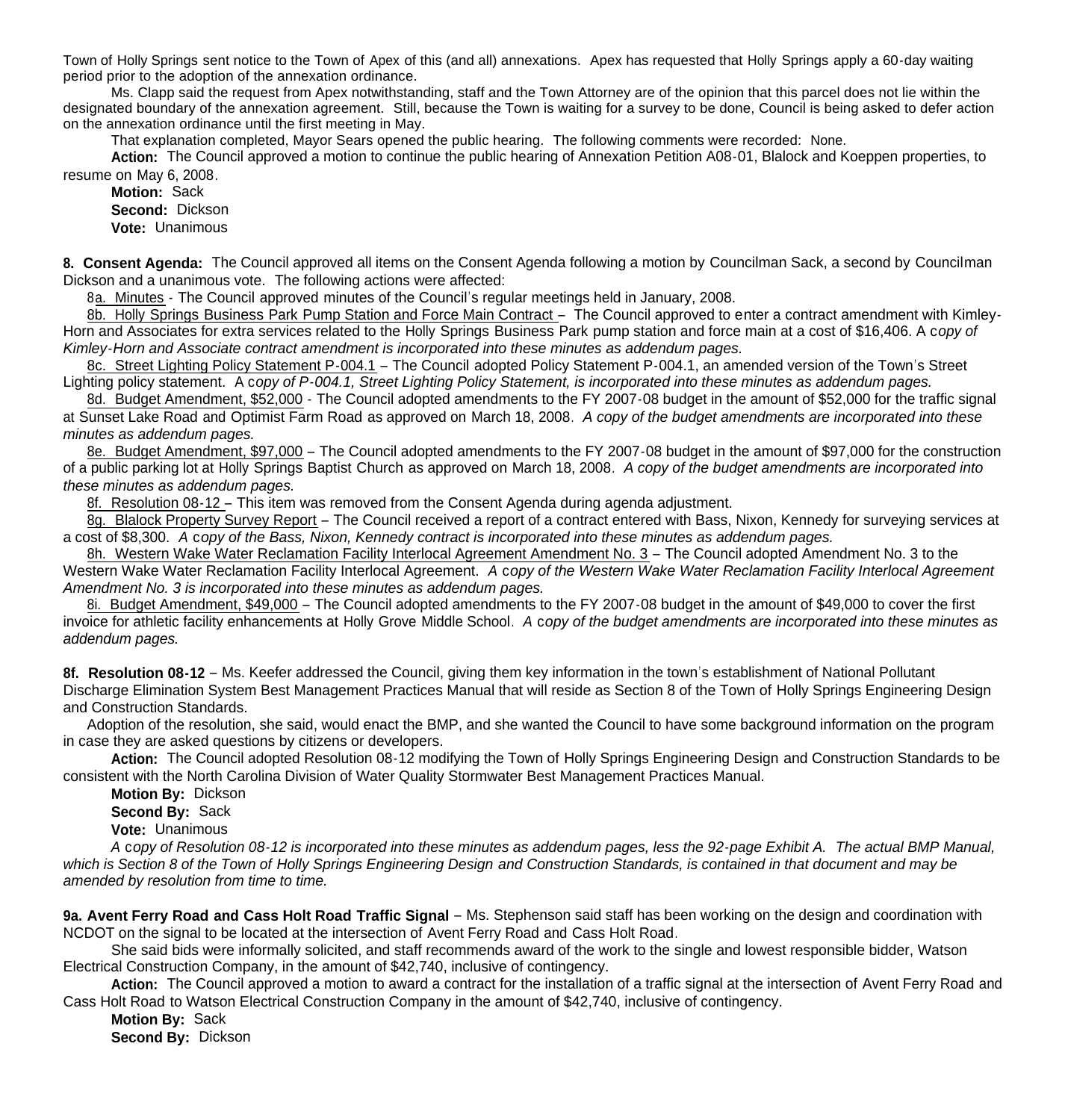Town of Holly Springs sent notice to the Town of Apex of this (and all) annexations. Apex has requested that Holly Springs apply a 60-day waiting period prior to the adoption of the annexation ordinance.

Ms. Clapp said the request from Apex notwithstanding, staff and the Town Attorney are of the opinion that this parcel does not lie within the designated boundary of the annexation agreement. Still, because the Town is waiting for a survey to be done, Council is being asked to defer action on the annexation ordinance until the first meeting in May.

That explanation completed, Mayor Sears opened the public hearing. The following comments were recorded: None.

**Action:** The Council approved a motion to continue the public hearing of Annexation Petition A08-01, Blalock and Koeppen properties, to resume on May 6, 2008.

**Motion:** Sack
**Second:** Dickson
**Vote:** Unanimous

**8. Consent Agenda:** The Council approved all items on the Consent Agenda following a motion by Councilman Sack, a second by Councilman Dickson and a unanimous vote. The following actions were affected:

8a. Minutes - The Council approved minutes of the Council's regular meetings held in January, 2008.

8b. Holly Springs Business Park Pump Station and Force Main Contract – The Council approved to enter a contract amendment with Kimley-Horn and Associates for extra services related to the Holly Springs Business Park pump station and force main at a cost of $16,406. A c*opy of Kimley-Horn and Associate contract amendment is incorporated into these minutes as addendum pages.*

8c. Street Lighting Policy Statement P-004.1 – The Council adopted Policy Statement P-004.1, an amended version of the Town's Street Lighting policy statement. A c*opy of P-004.1, Street Lighting Policy Statement, is incorporated into these minutes as addendum pages.*

8d. Budget Amendment, $52,000 - The Council adopted amendments to the FY 2007-08 budget in the amount of $52,000 for the traffic signal at Sunset Lake Road and Optimist Farm Road as approved on March 18, 2008. *A copy of the budget amendments are incorporated into these minutes as addendum pages.*

8e. Budget Amendment, $97,000 – The Council adopted amendments to the FY 2007-08 budget in the amount of $97,000 for the construction of a public parking lot at Holly Springs Baptist Church as approved on March 18, 2008. *A copy of the budget amendments are incorporated into these minutes as addendum pages.*

8f. Resolution 08-12 – This item was removed from the Consent Agenda during agenda adjustment.

8g. Blalock Property Survey Report – The Council received a report of a contract entered with Bass, Nixon, Kennedy for surveying services at a cost of $8,300. *A* c*opy of the Bass, Nixon, Kennedy contract is incorporated into these minutes as addendum pages.*

8h. Western Wake Water Reclamation Facility Interlocal Agreement Amendment No. 3 – The Council adopted Amendment No. 3 to the Western Wake Water Reclamation Facility Interlocal Agreement. *A* c*opy of the Western Wake Water Reclamation Facility Interlocal Agreement Amendment No. 3 is incorporated into these minutes as addendum pages.*

8i. Budget Amendment, $49,000 – The Council adopted amendments to the FY 2007-08 budget in the amount of $49,000 to cover the first invoice for athletic facility enhancements at Holly Grove Middle School. *A* c*opy of the budget amendments are incorporated into these minutes as addendum pages.*

**8f. Resolution 08-12** – Ms. Keefer addressed the Council, giving them key information in the town's establishment of National Pollutant Discharge Elimination System Best Management Practices Manual that will reside as Section 8 of the Town of Holly Springs Engineering Design and Construction Standards.

Adoption of the resolution, she said, would enact the BMP, and she wanted the Council to have some background information on the program in case they are asked questions by citizens or developers.

**Action:** The Council adopted Resolution 08-12 modifying the Town of Holly Springs Engineering Design and Construction Standards to be consistent with the North Carolina Division of Water Quality Stormwater Best Management Practices Manual.

**Motion By:** Dickson
**Second By:** Sack
**Vote:** Unanimous

*A* c*opy of Resolution 08-12 is incorporated into these minutes as addendum pages, less the 92-page Exhibit A. The actual BMP Manual, which is Section 8 of the Town of Holly Springs Engineering Design and Construction Standards, is contained in that document and may be amended by resolution from time to time.*

**9a. Avent Ferry Road and Cass Holt Road Traffic Signal** – Ms. Stephenson said staff has been working on the design and coordination with NCDOT on the signal to be located at the intersection of Avent Ferry Road and Cass Holt Road.

She said bids were informally solicited, and staff recommends award of the work to the single and lowest responsible bidder, Watson Electrical Construction Company, in the amount of $42,740, inclusive of contingency.

**Action:** The Council approved a motion to award a contract for the installation of a traffic signal at the intersection of Avent Ferry Road and Cass Holt Road to Watson Electrical Construction Company in the amount of $42,740, inclusive of contingency.

**Motion By:** Sack
**Second By:** Dickson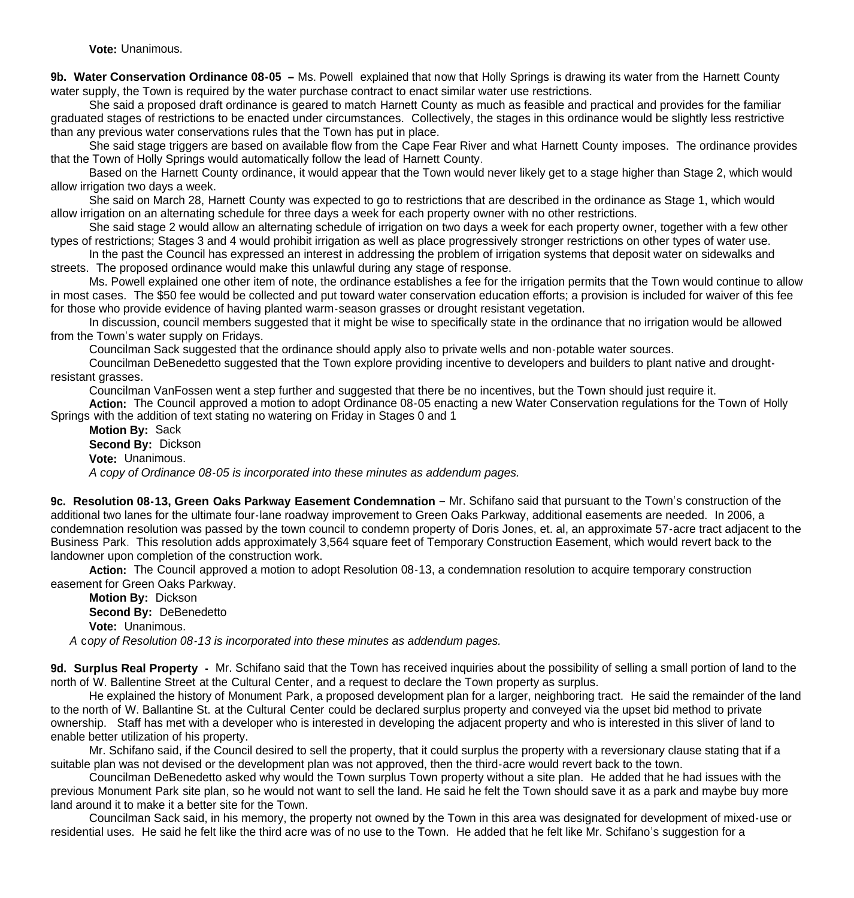**Vote:** Unanimous.

**9b. Water Conservation Ordinance 08-05 –** Ms. Powell explained that now that Holly Springs is drawing its water from the Harnett County water supply, the Town is required by the water purchase contract to enact similar water use restrictions.

She said a proposed draft ordinance is geared to match Harnett County as much as feasible and practical and provides for the familiar graduated stages of restrictions to be enacted under circumstances. Collectively, the stages in this ordinance would be slightly less restrictive than any previous water conservations rules that the Town has put in place.

She said stage triggers are based on available flow from the Cape Fear River and what Harnett County imposes. The ordinance provides that the Town of Holly Springs would automatically follow the lead of Harnett County.

Based on the Harnett County ordinance, it would appear that the Town would never likely get to a stage higher than Stage 2, which would allow irrigation two days a week.

She said on March 28, Harnett County was expected to go to restrictions that are described in the ordinance as Stage 1, which would allow irrigation on an alternating schedule for three days a week for each property owner with no other restrictions.

She said stage 2 would allow an alternating schedule of irrigation on two days a week for each property owner, together with a few other types of restrictions; Stages 3 and 4 would prohibit irrigation as well as place progressively stronger restrictions on other types of water use.

In the past the Council has expressed an interest in addressing the problem of irrigation systems that deposit water on sidewalks and streets. The proposed ordinance would make this unlawful during any stage of response.

Ms. Powell explained one other item of note, the ordinance establishes a fee for the irrigation permits that the Town would continue to allow in most cases. The $50 fee would be collected and put toward water conservation education efforts; a provision is included for waiver of this fee for those who provide evidence of having planted warm-season grasses or drought resistant vegetation.

In discussion, council members suggested that it might be wise to specifically state in the ordinance that no irrigation would be allowed from the Town's water supply on Fridays.

Councilman Sack suggested that the ordinance should apply also to private wells and non-potable water sources.

Councilman DeBenedetto suggested that the Town explore providing incentive to developers and builders to plant native and drought-resistant grasses.

Councilman VanFossen went a step further and suggested that there be no incentives, but the Town should just require it.

**Action:** The Council approved a motion to adopt Ordinance 08-05 enacting a new Water Conservation regulations for the Town of Holly Springs with the addition of text stating no watering on Friday in Stages 0 and 1

**Motion By:** Sack
**Second By:** Dickson
**Vote:** Unanimous.
*A copy of Ordinance 08-05 is incorporated into these minutes as addendum pages.*

**9c. Resolution 08-13, Green Oaks Parkway Easement Condemnation** – Mr. Schifano said that pursuant to the Town's construction of the additional two lanes for the ultimate four-lane roadway improvement to Green Oaks Parkway, additional easements are needed. In 2006, a condemnation resolution was passed by the town council to condemn property of Doris Jones, et. al, an approximate 57-acre tract adjacent to the Business Park. This resolution adds approximately 3,564 square feet of Temporary Construction Easement, which would revert back to the landowner upon completion of the construction work.

**Action:** The Council approved a motion to adopt Resolution 08-13, a condemnation resolution to acquire temporary construction easement for Green Oaks Parkway.

**Motion By:** Dickson
**Second By:** DeBenedetto
**Vote:** Unanimous.
*A copy of Resolution 08-13 is incorporated into these minutes as addendum pages.*

**9d. Surplus Real Property -** Mr. Schifano said that the Town has received inquiries about the possibility of selling a small portion of land to the north of W. Ballentine Street at the Cultural Center, and a request to declare the Town property as surplus.

He explained the history of Monument Park, a proposed development plan for a larger, neighboring tract. He said the remainder of the land to the north of W. Ballantine St. at the Cultural Center could be declared surplus property and conveyed via the upset bid method to private ownership. Staff has met with a developer who is interested in developing the adjacent property and who is interested in this sliver of land to enable better utilization of his property.

Mr. Schifano said, if the Council desired to sell the property, that it could surplus the property with a reversionary clause stating that if a suitable plan was not devised or the development plan was not approved, then the third-acre would revert back to the town.

Councilman DeBenedetto asked why would the Town surplus Town property without a site plan. He added that he had issues with the previous Monument Park site plan, so he would not want to sell the land. He said he felt the Town should save it as a park and maybe buy more land around it to make it a better site for the Town.

Councilman Sack said, in his memory, the property not owned by the Town in this area was designated for development of mixed-use or residential uses. He said he felt like the third acre was of no use to the Town. He added that he felt like Mr. Schifano's suggestion for a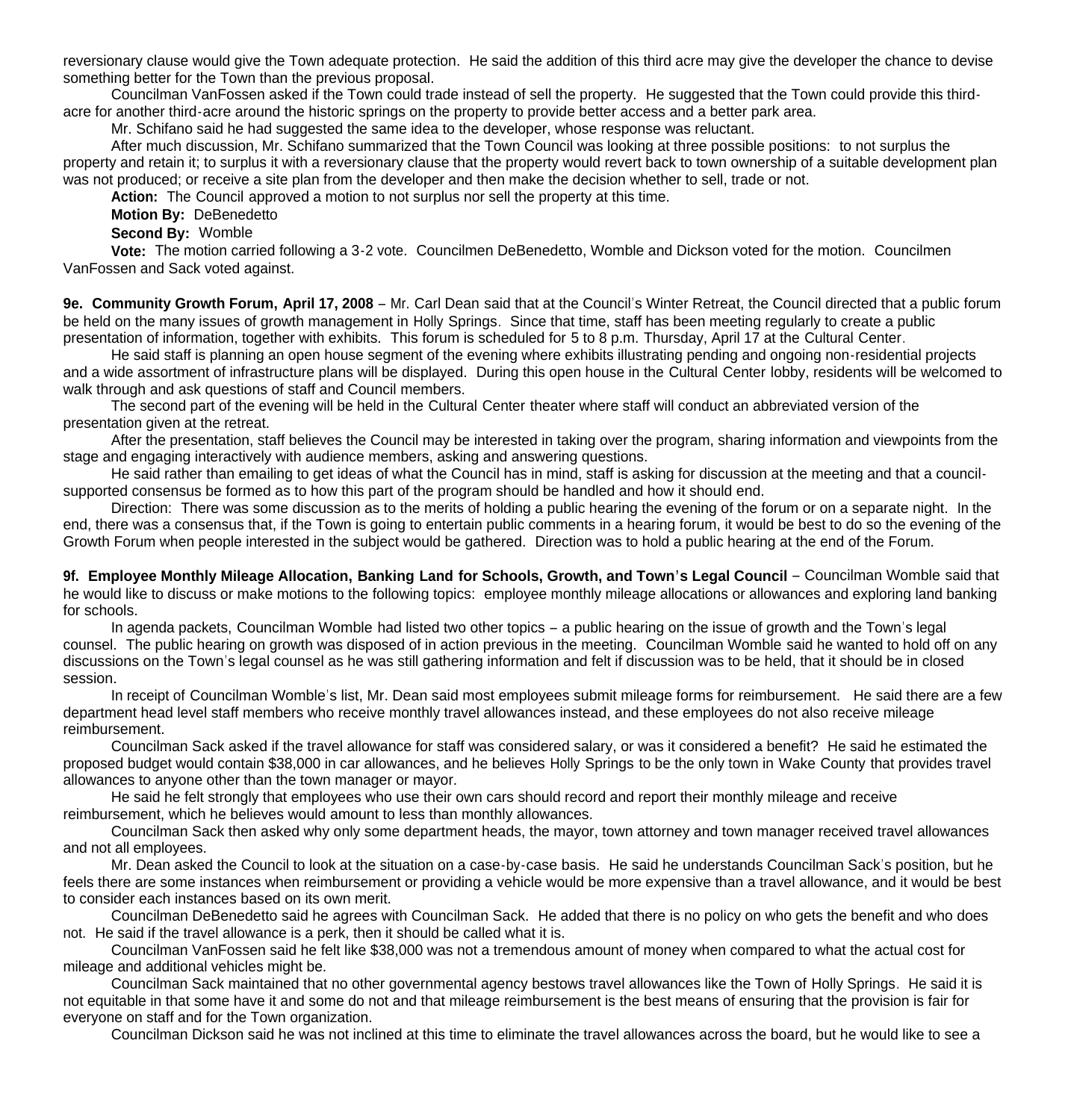reversionary clause would give the Town adequate protection. He said the addition of this third acre may give the developer the chance to devise something better for the Town than the previous proposal.

Councilman VanFossen asked if the Town could trade instead of sell the property. He suggested that the Town could provide this third-acre for another third-acre around the historic springs on the property to provide better access and a better park area.

Mr. Schifano said he had suggested the same idea to the developer, whose response was reluctant.

After much discussion, Mr. Schifano summarized that the Town Council was looking at three possible positions: to not surplus the property and retain it; to surplus it with a reversionary clause that the property would revert back to town ownership of a suitable development plan was not produced; or receive a site plan from the developer and then make the decision whether to sell, trade or not.

**Action:** The Council approved a motion to not surplus nor sell the property at this time.

**Motion By:** DeBenedetto

**Second By:** Womble

**Vote:** The motion carried following a 3-2 vote. Councilmen DeBenedetto, Womble and Dickson voted for the motion. Councilmen VanFossen and Sack voted against.

**9e. Community Growth Forum, April 17, 2008** – Mr. Carl Dean said that at the Council's Winter Retreat, the Council directed that a public forum be held on the many issues of growth management in Holly Springs. Since that time, staff has been meeting regularly to create a public presentation of information, together with exhibits. This forum is scheduled for 5 to 8 p.m. Thursday, April 17 at the Cultural Center.

He said staff is planning an open house segment of the evening where exhibits illustrating pending and ongoing non-residential projects and a wide assortment of infrastructure plans will be displayed. During this open house in the Cultural Center lobby, residents will be welcomed to walk through and ask questions of staff and Council members.

The second part of the evening will be held in the Cultural Center theater where staff will conduct an abbreviated version of the presentation given at the retreat.

After the presentation, staff believes the Council may be interested in taking over the program, sharing information and viewpoints from the stage and engaging interactively with audience members, asking and answering questions.

He said rather than emailing to get ideas of what the Council has in mind, staff is asking for discussion at the meeting and that a council-supported consensus be formed as to how this part of the program should be handled and how it should end.

Direction: There was some discussion as to the merits of holding a public hearing the evening of the forum or on a separate night. In the end, there was a consensus that, if the Town is going to entertain public comments in a hearing forum, it would be best to do so the evening of the Growth Forum when people interested in the subject would be gathered. Direction was to hold a public hearing at the end of the Forum.

**9f. Employee Monthly Mileage Allocation, Banking Land for Schools, Growth, and Town's Legal Council** – Councilman Womble said that he would like to discuss or make motions to the following topics: employee monthly mileage allocations or allowances and exploring land banking for schools.

In agenda packets, Councilman Womble had listed two other topics – a public hearing on the issue of growth and the Town's legal counsel. The public hearing on growth was disposed of in action previous in the meeting. Councilman Womble said he wanted to hold off on any discussions on the Town's legal counsel as he was still gathering information and felt if discussion was to be held, that it should be in closed session.

In receipt of Councilman Womble's list, Mr. Dean said most employees submit mileage forms for reimbursement. He said there are a few department head level staff members who receive monthly travel allowances instead, and these employees do not also receive mileage reimbursement.

Councilman Sack asked if the travel allowance for staff was considered salary, or was it considered a benefit? He said he estimated the proposed budget would contain $38,000 in car allowances, and he believes Holly Springs to be the only town in Wake County that provides travel allowances to anyone other than the town manager or mayor.

He said he felt strongly that employees who use their own cars should record and report their monthly mileage and receive reimbursement, which he believes would amount to less than monthly allowances.

Councilman Sack then asked why only some department heads, the mayor, town attorney and town manager received travel allowances and not all employees.

Mr. Dean asked the Council to look at the situation on a case-by-case basis. He said he understands Councilman Sack's position, but he feels there are some instances when reimbursement or providing a vehicle would be more expensive than a travel allowance, and it would be best to consider each instances based on its own merit.

Councilman DeBenedetto said he agrees with Councilman Sack. He added that there is no policy on who gets the benefit and who does not. He said if the travel allowance is a perk, then it should be called what it is.

Councilman VanFossen said he felt like $38,000 was not a tremendous amount of money when compared to what the actual cost for mileage and additional vehicles might be.

Councilman Sack maintained that no other governmental agency bestows travel allowances like the Town of Holly Springs. He said it is not equitable in that some have it and some do not and that mileage reimbursement is the best means of ensuring that the provision is fair for everyone on staff and for the Town organization.

Councilman Dickson said he was not inclined at this time to eliminate the travel allowances across the board, but he would like to see a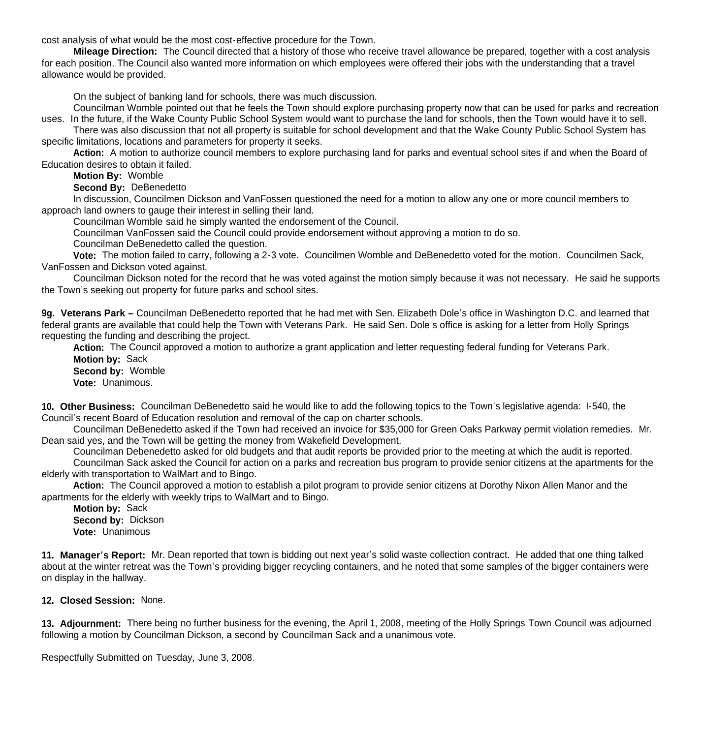cost analysis of what would be the most cost-effective procedure for the Town.

**Mileage Direction:** The Council directed that a history of those who receive travel allowance be prepared, together with a cost analysis for each position. The Council also wanted more information on which employees were offered their jobs with the understanding that a travel allowance would be provided.

On the subject of banking land for schools, there was much discussion.

Councilman Womble pointed out that he feels the Town should explore purchasing property now that can be used for parks and recreation uses. In the future, if the Wake County Public School System would want to purchase the land for schools, then the Town would have it to sell.

There was also discussion that not all property is suitable for school development and that the Wake County Public School System has specific limitations, locations and parameters for property it seeks.

**Action:** A motion to authorize council members to explore purchasing land for parks and eventual school sites if and when the Board of Education desires to obtain it failed.

**Motion By:** Womble

**Second By:** DeBenedetto

In discussion, Councilmen Dickson and VanFossen questioned the need for a motion to allow any one or more council members to approach land owners to gauge their interest in selling their land.

Councilman Womble said he simply wanted the endorsement of the Council.

Councilman VanFossen said the Council could provide endorsement without approving a motion to do so.

Councilman DeBenedetto called the question.

**Vote:** The motion failed to carry, following a 2-3 vote. Councilmen Womble and DeBenedetto voted for the motion. Councilmen Sack, VanFossen and Dickson voted against.

Councilman Dickson noted for the record that he was voted against the motion simply because it was not necessary. He said he supports the Town's seeking out property for future parks and school sites.

**9g. Veterans Park –** Councilman DeBenedetto reported that he had met with Sen. Elizabeth Dole's office in Washington D.C. and learned that federal grants are available that could help the Town with Veterans Park. He said Sen. Dole's office is asking for a letter from Holly Springs requesting the funding and describing the project.

**Action:** The Council approved a motion to authorize a grant application and letter requesting federal funding for Veterans Park.

**Motion by:** Sack

**Second by:** Womble

**Vote:** Unanimous.

**10. Other Business:** Councilman DeBenedetto said he would like to add the following topics to the Town's legislative agenda: I-540, the Council's recent Board of Education resolution and removal of the cap on charter schools.

Councilman DeBenedetto asked if the Town had received an invoice for $35,000 for Green Oaks Parkway permit violation remedies. Mr. Dean said yes, and the Town will be getting the money from Wakefield Development.

Councilman Debenedetto asked for old budgets and that audit reports be provided prior to the meeting at which the audit is reported.

Councilman Sack asked the Council for action on a parks and recreation bus program to provide senior citizens at the apartments for the elderly with transportation to WalMart and to Bingo.

**Action:** The Council approved a motion to establish a pilot program to provide senior citizens at Dorothy Nixon Allen Manor and the apartments for the elderly with weekly trips to WalMart and to Bingo.

**Motion by:** Sack

**Second by:** Dickson

**Vote:** Unanimous

**11. Manager's Report:** Mr. Dean reported that town is bidding out next year's solid waste collection contract. He added that one thing talked about at the winter retreat was the Town's providing bigger recycling containers, and he noted that some samples of the bigger containers were on display in the hallway.

**12. Closed Session:** None.

**13. Adjournment:** There being no further business for the evening, the April 1, 2008, meeting of the Holly Springs Town Council was adjourned following a motion by Councilman Dickson, a second by Councilman Sack and a unanimous vote.

Respectfully Submitted on Tuesday, June 3, 2008.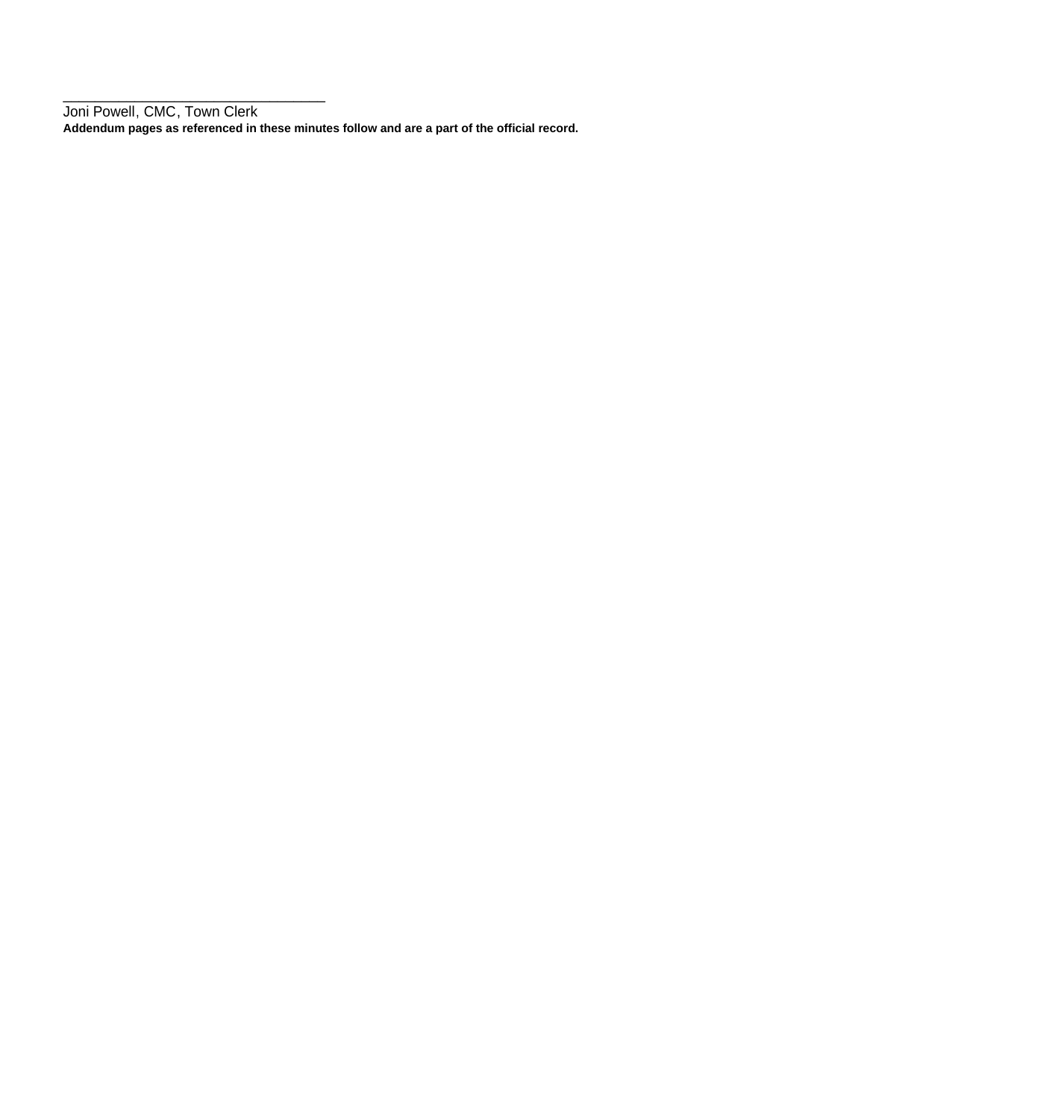\_\_\_\_\_\_\_\_\_\_\_\_\_\_\_\_\_\_\_\_\_\_\_\_\_\_\_\_\_\_

Joni Powell, CMC, Town Clerk

**Addendum pages as referenced in these minutes follow and are a part of the official record.**